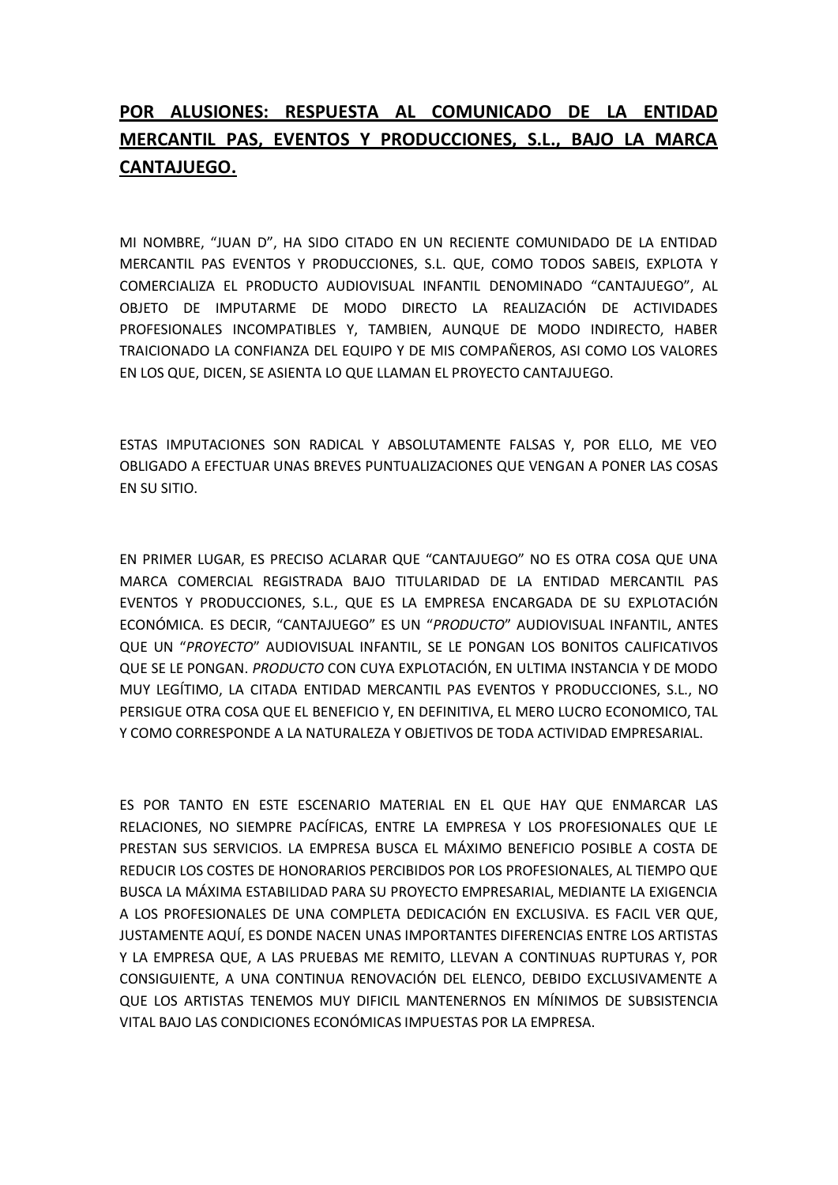**POR ALUSIONES: RESPUESTA AL COMUNICADO DE LA ENTIDAD MERCANTIL PAS, EVENTOS Y PRODUCCIONES, S.L., BAJO LA MARCA CANTAJUEGO.**

MI NOMBRE, "JUAN D", HA SIDO CITADO EN UN RECIENTE COMUNIDADO DE LA ENTIDAD MERCANTIL PAS EVENTOS Y PRODUCCIONES, S.L. QUE, COMO TODOS SABEIS, EXPLOTA Y COMERCIALIZA EL PRODUCTO AUDIOVISUAL INFANTIL DENOMINADO "CANTAJUEGO", AL OBJETO DE IMPUTARME DE MODO DIRECTO LA REALIZACIÓN DE ACTIVIDADES PROFESIONALES INCOMPATIBLES Y, TAMBIEN, AUNQUE DE MODO INDIRECTO, HABER TRAICIONADO LA CONFIANZA DEL EQUIPO Y DE MIS COMPAÑEROS, ASI COMO LOS VALORES EN LOS QUE, DICEN, SE ASIENTA LO QUE LLAMAN EL PROYECTO CANTAJUEGO.

ESTAS IMPUTACIONES SON RADICAL Y ABSOLUTAMENTE FALSAS Y, POR ELLO, ME VEO OBLIGADO A EFECTUAR UNAS BREVES PUNTUALIZACIONES QUE VENGAN A PONER LAS COSAS EN SU SITIO.

EN PRIMER LUGAR, ES PRECISO ACLARAR QUE "CANTAJUEGO" NO ES OTRA COSA QUE UNA MARCA COMERCIAL REGISTRADA BAJO TITULARIDAD DE LA ENTIDAD MERCANTIL PAS EVENTOS Y PRODUCCIONES, S.L., QUE ES LA EMPRESA ENCARGADA DE SU EXPLOTACIÓN ECONÓMICA. ES DECIR, "CANTAJUEGO" ES UN "*PRODUCTO*" AUDIOVISUAL INFANTIL, ANTES QUE UN "*PROYECTO*" AUDIOVISUAL INFANTIL, SE LE PONGAN LOS BONITOS CALIFICATIVOS QUE SE LE PONGAN. *PRODUCTO* CON CUYA EXPLOTACIÓN, EN ULTIMA INSTANCIA Y DE MODO MUY LEGÍTIMO, LA CITADA ENTIDAD MERCANTIL PAS EVENTOS Y PRODUCCIONES, S.L., NO PERSIGUE OTRA COSA QUE EL BENEFICIO Y, EN DEFINITIVA, EL MERO LUCRO ECONOMICO, TAL Y COMO CORRESPONDE A LA NATURALEZA Y OBJETIVOS DE TODA ACTIVIDAD EMPRESARIAL.

ES POR TANTO EN ESTE ESCENARIO MATERIAL EN EL QUE HAY QUE ENMARCAR LAS RELACIONES, NO SIEMPRE PACÍFICAS, ENTRE LA EMPRESA Y LOS PROFESIONALES QUE LE PRESTAN SUS SERVICIOS. LA EMPRESA BUSCA EL MÁXIMO BENEFICIO POSIBLE A COSTA DE REDUCIR LOS COSTES DE HONORARIOS PERCIBIDOS POR LOS PROFESIONALES, AL TIEMPO QUE BUSCA LA MÁXIMA ESTABILIDAD PARA SU PROYECTO EMPRESARIAL, MEDIANTE LA EXIGENCIA A LOS PROFESIONALES DE UNA COMPLETA DEDICACIÓN EN EXCLUSIVA. ES FACIL VER QUE, JUSTAMENTE AQUÍ, ES DONDE NACEN UNAS IMPORTANTES DIFERENCIAS ENTRE LOS ARTISTAS Y LA EMPRESA QUE, A LAS PRUEBAS ME REMITO, LLEVAN A CONTINUAS RUPTURAS Y, POR CONSIGUIENTE, A UNA CONTINUA RENOVACIÓN DEL ELENCO, DEBIDO EXCLUSIVAMENTE A QUE LOS ARTISTAS TENEMOS MUY DIFICIL MANTENERNOS EN MÍNIMOS DE SUBSISTENCIA VITAL BAJO LAS CONDICIONES ECONÓMICAS IMPUESTAS POR LA EMPRESA.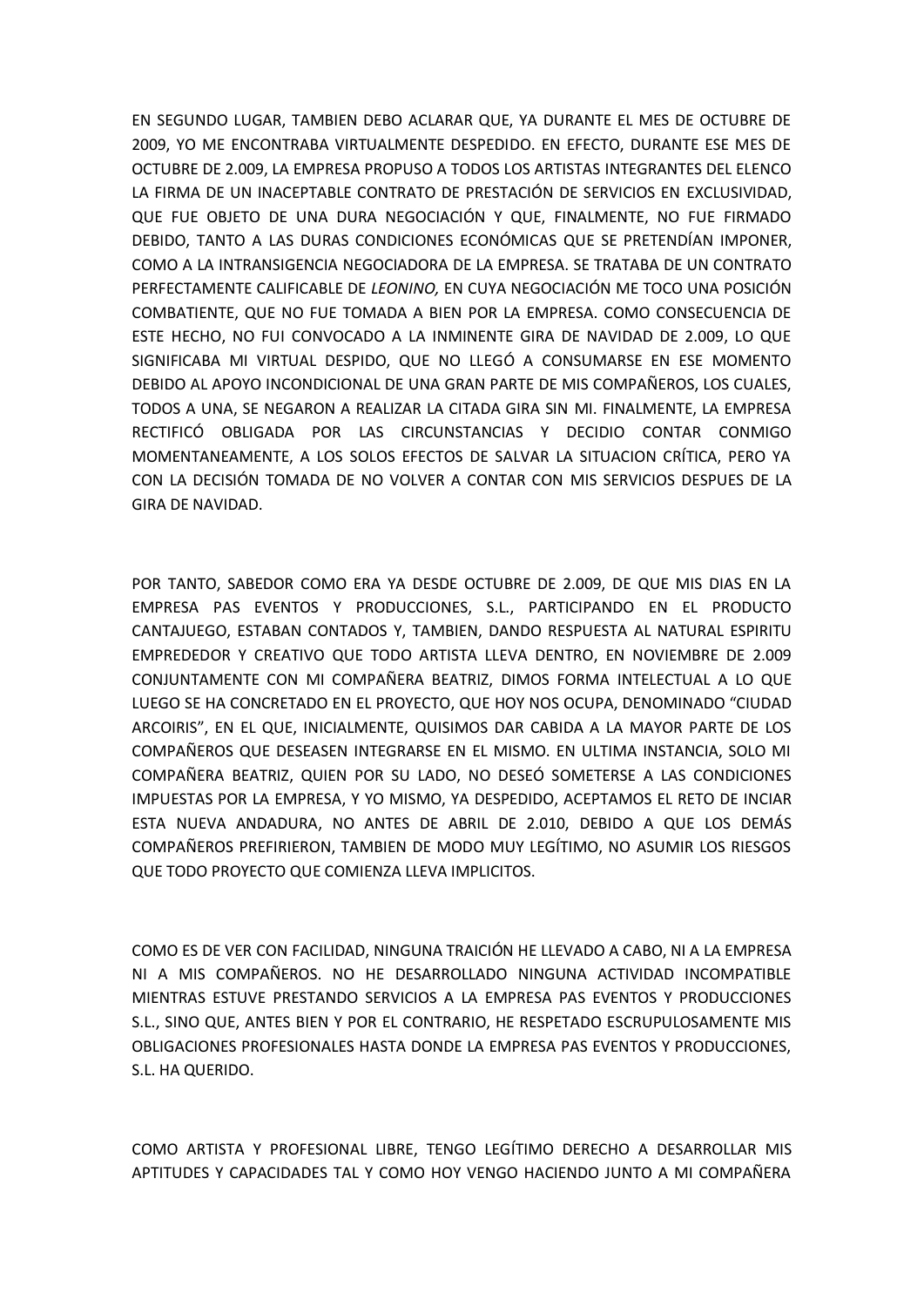EN SEGUNDO LUGAR, TAMBIEN DEBO ACLARAR QUE, YA DURANTE EL MES DE OCTUBRE DE 2009, YO ME ENCONTRABA VIRTUALMENTE DESPEDIDO. EN EFECTO, DURANTE ESE MES DE OCTUBRE DE 2.009, LA EMPRESA PROPUSO A TODOS LOS ARTISTAS INTEGRANTES DEL ELENCO LA FIRMA DE UN INACEPTABLE CONTRATO DE PRESTACIÓN DE SERVICIOS EN EXCLUSIVIDAD, QUE FUE OBJETO DE UNA DURA NEGOCIACIÓN Y QUE, FINALMENTE, NO FUE FIRMADO DEBIDO, TANTO A LAS DURAS CONDICIONES ECONÓMICAS QUE SE PRETENDÍAN IMPONER, COMO A LA INTRANSIGENCIA NEGOCIADORA DE LA EMPRESA. SE TRATABA DE UN CONTRATO PERFECTAMENTE CALIFICABLE DE *LEONINO,* EN CUYA NEGOCIACIÓN ME TOCO UNA POSICIÓN COMBATIENTE, QUE NO FUE TOMADA A BIEN POR LA EMPRESA. COMO CONSECUENCIA DE ESTE HECHO, NO FUI CONVOCADO A LA INMINENTE GIRA DE NAVIDAD DE 2.009, LO QUE SIGNIFICABA MI VIRTUAL DESPIDO, QUE NO LLEGÓ A CONSUMARSE EN ESE MOMENTO DEBIDO AL APOYO INCONDICIONAL DE UNA GRAN PARTE DE MIS COMPAÑEROS, LOS CUALES, TODOS A UNA, SE NEGARON A REALIZAR LA CITADA GIRA SIN MI. FINALMENTE, LA EMPRESA RECTIFICÓ OBLIGADA POR LAS CIRCUNSTANCIAS Y DECIDIO CONTAR CONMIGO MOMENTANEAMENTE, A LOS SOLOS EFECTOS DE SALVAR LA SITUACION CRÍTICA, PERO YA CON LA DECISIÓN TOMADA DE NO VOLVER A CONTAR CON MIS SERVICIOS DESPUES DE LA GIRA DE NAVIDAD.

POR TANTO, SABEDOR COMO ERA YA DESDE OCTUBRE DE 2.009, DE QUE MIS DIAS EN LA EMPRESA PAS EVENTOS Y PRODUCCIONES, S.L., PARTICIPANDO EN EL PRODUCTO CANTAJUEGO, ESTABAN CONTADOS Y, TAMBIEN, DANDO RESPUESTA AL NATURAL ESPIRITU EMPREDEDOR Y CREATIVO QUE TODO ARTISTA LLEVA DENTRO, EN NOVIEMBRE DE 2.009 CONJUNTAMENTE CON MI COMPAÑERA BEATRIZ, DIMOS FORMA INTELECTUAL A LO QUE LUEGO SE HA CONCRETADO EN EL PROYECTO, QUE HOY NOS OCUPA, DENOMINADO "CIUDAD ARCOIRIS", EN EL QUE, INICIALMENTE, QUISIMOS DAR CABIDA A LA MAYOR PARTE DE LOS COMPAÑEROS QUE DESEASEN INTEGRARSE EN EL MISMO. EN ULTIMA INSTANCIA, SOLO MI COMPAÑERA BEATRIZ, QUIEN POR SU LADO, NO DESEÓ SOMETERSE A LAS CONDICIONES IMPUESTAS POR LA EMPRESA, Y YO MISMO, YA DESPEDIDO, ACEPTAMOS EL RETO DE INCIAR ESTA NUEVA ANDADURA, NO ANTES DE ABRIL DE 2.010, DEBIDO A QUE LOS DEMÁS COMPAÑEROS PREFIRIERON, TAMBIEN DE MODO MUY LEGÍTIMO, NO ASUMIR LOS RIESGOS QUE TODO PROYECTO QUE COMIENZA LLEVA IMPLICITOS.

COMO ES DE VER CON FACILIDAD, NINGUNA TRAICIÓN HE LLEVADO A CABO, NI A LA EMPRESA NI A MIS COMPAÑEROS. NO HE DESARROLLADO NINGUNA ACTIVIDAD INCOMPATIBLE MIENTRAS ESTUVE PRESTANDO SERVICIOS A LA EMPRESA PAS EVENTOS Y PRODUCCIONES S.L., SINO QUE, ANTES BIEN Y POR EL CONTRARIO, HE RESPETADO ESCRUPULOSAMENTE MIS OBLIGACIONES PROFESIONALES HASTA DONDE LA EMPRESA PAS EVENTOS Y PRODUCCIONES, S.L. HA QUERIDO.

COMO ARTISTA Y PROFESIONAL LIBRE, TENGO LEGÍTIMO DERECHO A DESARROLLAR MIS APTITUDES Y CAPACIDADES TAL Y COMO HOY VENGO HACIENDO JUNTO A MI COMPAÑERA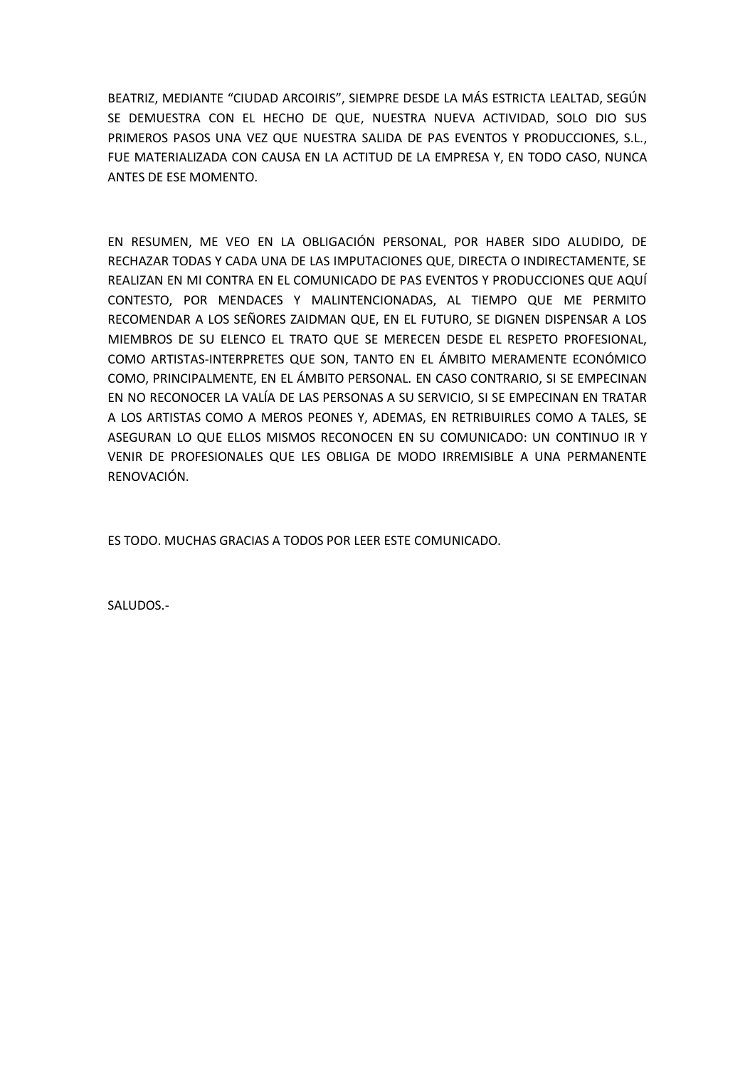BEATRIZ, MEDIANTE “CIUDAD ARCOIRIS”, SIEMPRE DESDE LA MÁS ESTRICTA LEALTAD, SEGÚN SE DEMUESTRA CON EL HECHO DE QUE, NUESTRA NUEVA ACTIVIDAD, SOLO DIO SUS PRIMEROS PASOS UNA VEZ QUE NUESTRA SALIDA DE PAS EVENTOS Y PRODUCCIONES, S.L., FUE MATERIALIZADA CON CAUSA EN LA ACTITUD DE LA EMPRESA Y, EN TODO CASO, NUNCA ANTES DE ESE MOMENTO.

EN RESUMEN, ME VEO EN LA OBLIGACIÓN PERSONAL, POR HABER SIDO ALUDIDO, DE RECHAZAR TODAS Y CADA UNA DE LAS IMPUTACIONES QUE, DIRECTA O INDIRECTAMENTE, SE REALIZAN EN MI CONTRA EN EL COMUNICADO DE PAS EVENTOS Y PRODUCCIONES QUE AQUÍ CONTESTO, POR MENDACES Y MALINTENCIONADAS, AL TIEMPO QUE ME PERMITO RECOMENDAR A LOS SEÑORES ZAIDMAN QUE, EN EL FUTURO, SE DIGNEN DISPENSAR A LOS MIEMBROS DE SU ELENCO EL TRATO QUE SE MERECEN DESDE EL RESPETO PROFESIONAL, COMO ARTISTAS-INTERPRETES QUE SON, TANTO EN EL ÁMBITO MERAMENTE ECONÓMICO COMO, PRINCIPALMENTE, EN EL ÁMBITO PERSONAL. EN CASO CONTRARIO, SI SE EMPECINAN EN NO RECONOCER LA VALÍA DE LAS PERSONAS A SU SERVICIO, SI SE EMPECINAN EN TRATAR A LOS ARTISTAS COMO A MEROS PEONES Y, ADEMAS, EN RETRIBUIRLES COMO A TALES, SE ASEGURAN LO QUE ELLOS MISMOS RECONOCEN EN SU COMUNICADO: UN CONTINUO IR Y VENIR DE PROFESIONALES QUE LES OBLIGA DE MODO IRREMISIBLE A UNA PERMANENTE RENOVACIÓN.

ES TODO. MUCHAS GRACIAS A TODOS POR LEER ESTE COMUNICADO.

SALUDOS.-